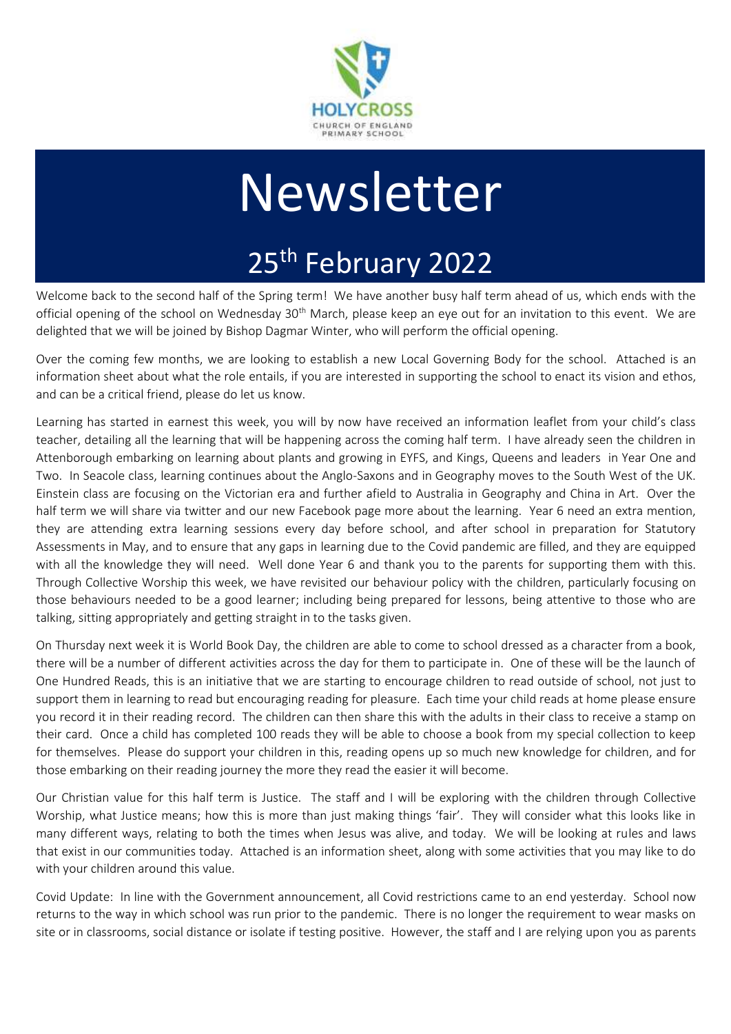HOLYCROSS
CHURCH OF ENGLAND
PRIMARY SCHOOL

# Newsletter

## 25th February 2022

Welcome back to the second half of the Spring term! We have another busy half term ahead of us, which ends with the official opening of the school on Wednesday 30th March, please keep an eye out for an invitation to this event. We are delighted that we will be joined by Bishop Dagmar Winter, who will perform the official opening.

Over the coming few months, we are looking to establish a new Local Governing Body for the school. Attached is an information sheet about what the role entails, if you are interested in supporting the school to enact its vision and ethos, and can be a critical friend, please do let us know.

Learning has started in earnest this week, you will by now have received an information leaflet from your child's class teacher, detailing all the learning that will be happening across the coming half term. I have already seen the children in Attenborough embarking on learning about plants and growing in EYFS, and Kings, Queens and leaders in Year One and Two. In Seacole class, learning continues about the Anglo-Saxons and in Geography moves to the South West of the UK. Einstein class are focusing on the Victorian era and further afield to Australia in Geography and China in Art. Over the half term we will share via twitter and our new Facebook page more about the learning. Year 6 need an extra mention, they are attending extra learning sessions every day before school, and after school in preparation for Statutory Assessments in May, and to ensure that any gaps in learning due to the Covid pandemic are filled, and they are equipped with all the knowledge they will need. Well done Year 6 and thank you to the parents for supporting them with this. Through Collective Worship this week, we have revisited our behaviour policy with the children, particularly focusing on those behaviours needed to be a good learner; including being prepared for lessons, being attentive to those who are talking, sitting appropriately and getting straight in to the tasks given.

On Thursday next week it is World Book Day, the children are able to come to school dressed as a character from a book, there will be a number of different activities across the day for them to participate in. One of these will be the launch of One Hundred Reads, this is an initiative that we are starting to encourage children to read outside of school, not just to support them in learning to read but encouraging reading for pleasure. Each time your child reads at home please ensure you record it in their reading record. The children can then share this with the adults in their class to receive a stamp on their card. Once a child has completed 100 reads they will be able to choose a book from my special collection to keep for themselves. Please do support your children in this, reading opens up so much new knowledge for children, and for those embarking on their reading journey the more they read the easier it will become.

Our Christian value for this half term is Justice. The staff and I will be exploring with the children through Collective Worship, what Justice means; how this is more than just making things 'fair'. They will consider what this looks like in many different ways, relating to both the times when Jesus was alive, and today. We will be looking at rules and laws that exist in our communities today. Attached is an information sheet, along with some activities that you may like to do with your children around this value.

Covid Update: In line with the Government announcement, all Covid restrictions came to an end yesterday. School now returns to the way in which school was run prior to the pandemic. There is no longer the requirement to wear masks on site or in classrooms, social distance or isolate if testing positive. However, the staff and I are relying upon you as parents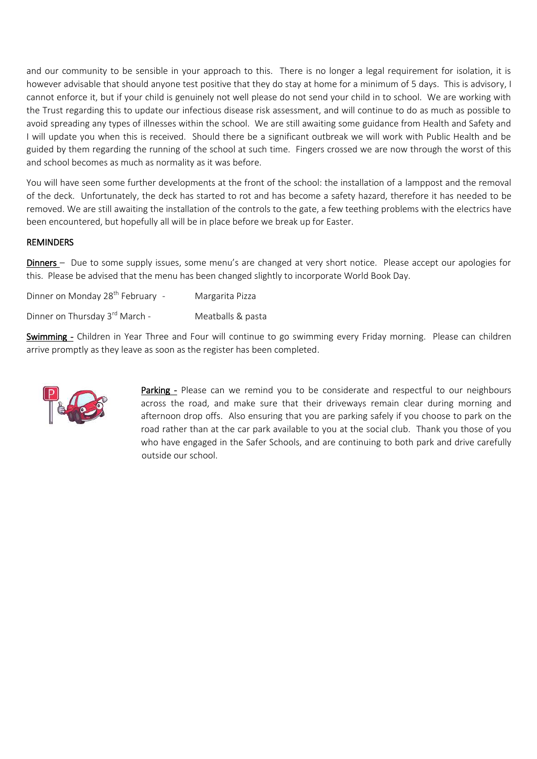and our community to be sensible in your approach to this. There is no longer a legal requirement for isolation, it is however advisable that should anyone test positive that they do stay at home for a minimum of 5 days. This is advisory, I cannot enforce it, but if your child is genuinely not well please do not send your child in to school. We are working with the Trust regarding this to update our infectious disease risk assessment, and will continue to do as much as possible to avoid spreading any types of illnesses within the school. We are still awaiting some guidance from Health and Safety and I will update you when this is received. Should there be a significant outbreak we will work with Public Health and be guided by them regarding the running of the school at such time. Fingers crossed we are now through the worst of this and school becomes as much as normality as it was before.

You will have seen some further developments at the front of the school: the installation of a lamppost and the removal of the deck. Unfortunately, the deck has started to rot and has become a safety hazard, therefore it has needed to be removed. We are still awaiting the installation of the controls to the gate, a few teething problems with the electrics have been encountered, but hopefully all will be in place before we break up for Easter.

## REMINDERS

**Dinners** – Due to some supply issues, some menu's are changed at very short notice. Please accept our apologies for this. Please be advised that the menu has been changed slightly to incorporate World Book Day.

Dinner on Monday 28th February - Margarita Pizza

Dinner on Thursday 3rd March - Meatballs & pasta

**Swimming** - Children in Year Three and Four will continue to go swimming every Friday morning. Please can children arrive promptly as they leave as soon as the register has been completed.

**Parking** - Please can we remind you to be considerate and respectful to our neighbours across the road, and make sure that their driveways remain clear during morning and afternoon drop offs. Also ensuring that you are parking safely if you choose to park on the road rather than at the car park available to you at the social club. Thank you those of you who have engaged in the Safer Schools, and are continuing to both park and drive carefully outside our school.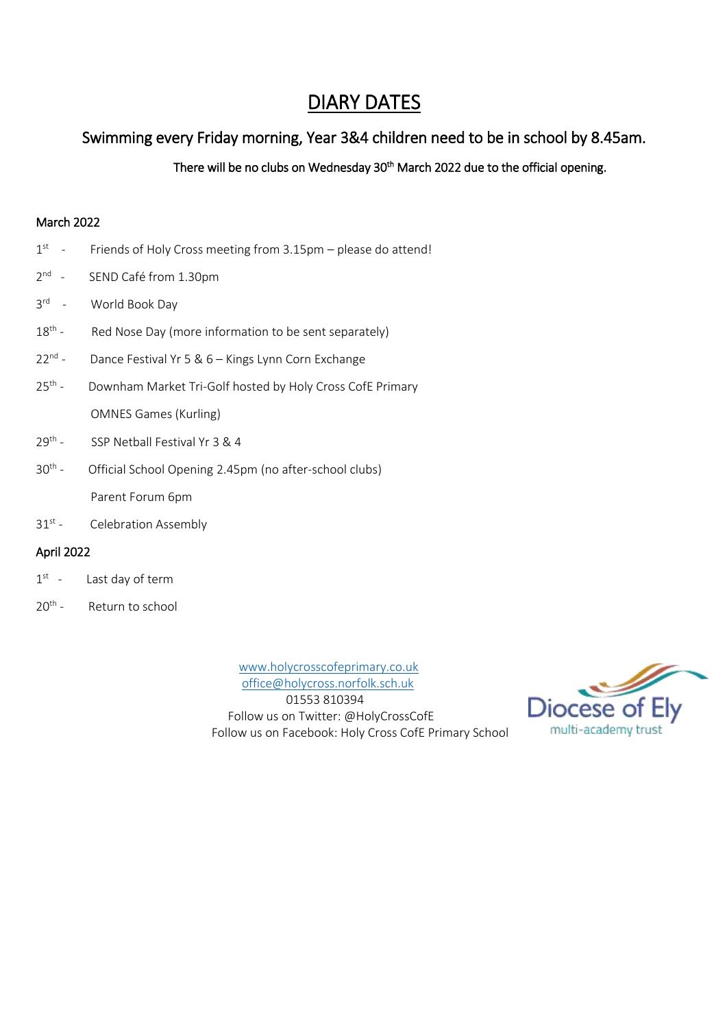# DIARY DATES

## Swimming every Friday morning, Year 3&4 children need to be in school by 8.45am.

**There will be no clubs on Wednesday 30th March 2022 due to the official opening.**

### March 2022

1st - Friends of Holy Cross meeting from 3.15pm – please do attend!

2nd - SEND Café from 1.30pm

3rd - World Book Day

18th - Red Nose Day (more information to be sent separately)

22nd - Dance Festival Yr 5 & 6 – Kings Lynn Corn Exchange

25th - Downham Market Tri-Golf hosted by Holy Cross CofE Primary
OMNES Games (Kurling)

29th - SSP Netball Festival Yr 3 & 4

30th - Official School Opening 2.45pm (no after-school clubs)
Parent Forum 6pm

31st - Celebration Assembly

### April 2022

1st - Last day of term

20th - Return to school

www.holycrosscofeprimary.co.uk
office@holycross.norfolk.sch.uk
01553 810394
Follow us on Twitter: @HolyCrossCofE
Follow us on Facebook: Holy Cross CofE Primary School

Diocese of Ely
multi-academy trust